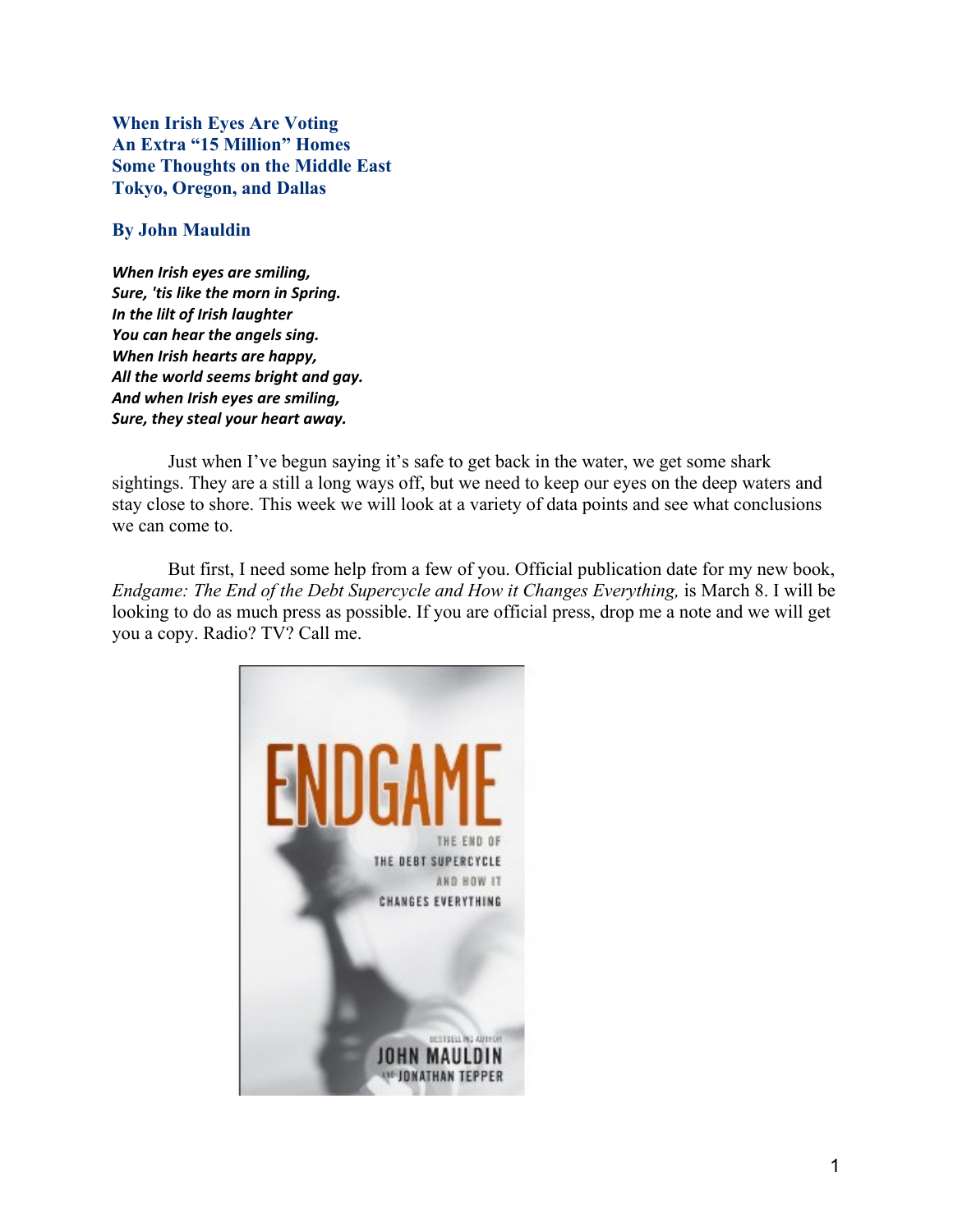**When Irish Eyes Are Voting**
**An Extra "15 Million" Homes**
**Some Thoughts on the Middle East**
**Tokyo, Oregon, and Dallas**

**By John Mauldin**

***When Irish eyes are smiling,***
***Sure, 'tis like the morn in Spring.***
***In the lilt of Irish laughter***
***You can hear the angels sing.***
***When Irish hearts are happy,***
***All the world seems bright and gay.***
***And when Irish eyes are smiling,***
***Sure, they steal your heart away.***

Just when I've begun saying it's safe to get back in the water, we get some shark sightings. They are a still a long ways off, but we need to keep our eyes on the deep waters and stay close to shore. This week we will look at a variety of data points and see what conclusions we can come to.

But first, I need some help from a few of you. Official publication date for my new book, *Endgame: The End of the Debt Supercycle and How it Changes Everything,* is March 8. I will be looking to do as much press as possible. If you are official press, drop me a note and we will get you a copy. Radio? TV? Call me.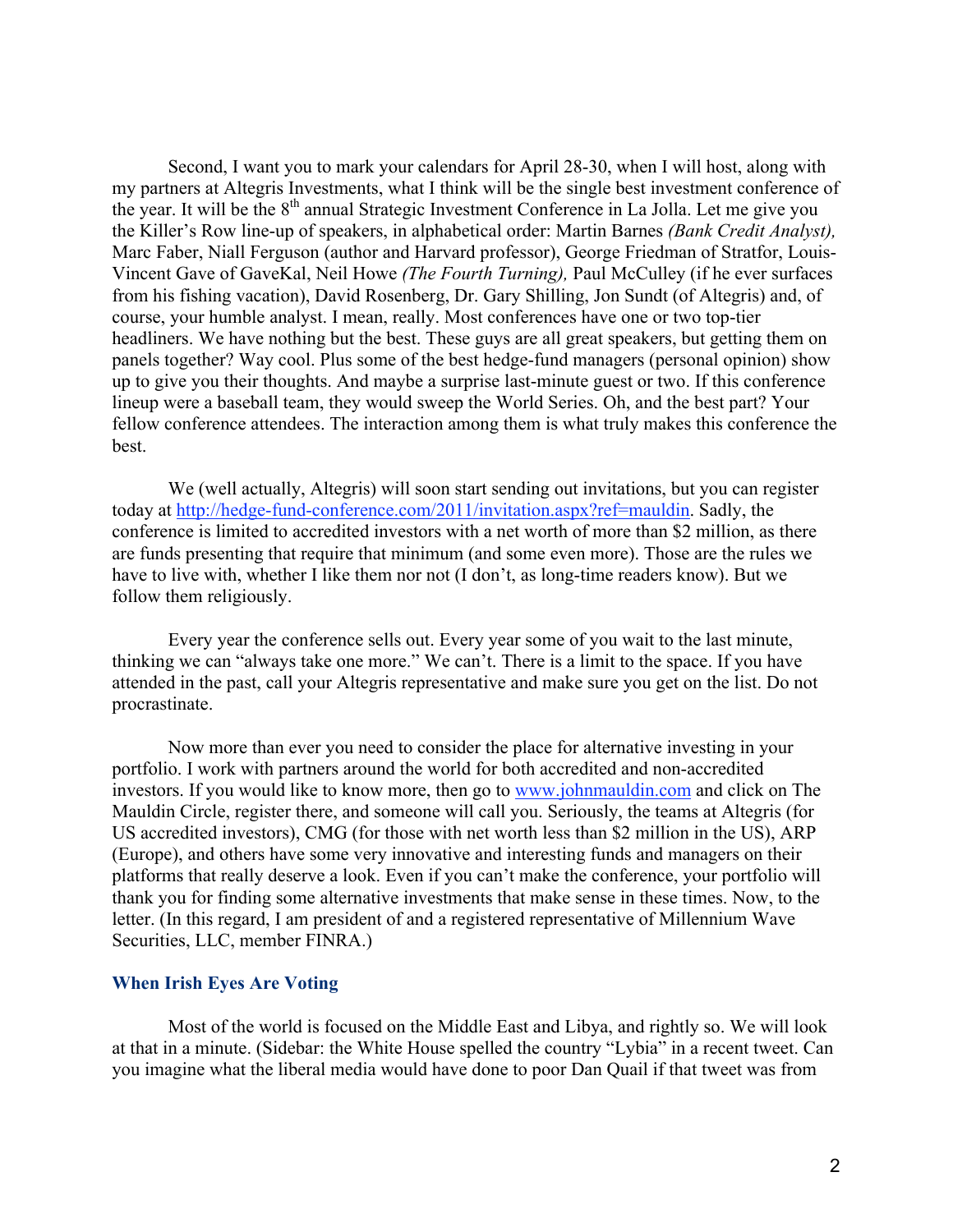Second, I want you to mark your calendars for April 28-30, when I will host, along with my partners at Altegris Investments, what I think will be the single best investment conference of the year. It will be the 8th annual Strategic Investment Conference in La Jolla. Let me give you the Killer's Row line-up of speakers, in alphabetical order: Martin Barnes *(Bank Credit Analyst),* Marc Faber, Niall Ferguson (author and Harvard professor), George Friedman of Stratfor, Louis-Vincent Gave of GaveKal, Neil Howe *(The Fourth Turning),* Paul McCulley (if he ever surfaces from his fishing vacation), David Rosenberg, Dr. Gary Shilling, Jon Sundt (of Altegris) and, of course, your humble analyst. I mean, really. Most conferences have one or two top-tier headliners. We have nothing but the best. These guys are all great speakers, but getting them on panels together? Way cool. Plus some of the best hedge-fund managers (personal opinion) show up to give you their thoughts. And maybe a surprise last-minute guest or two. If this conference lineup were a baseball team, they would sweep the World Series. Oh, and the best part? Your fellow conference attendees. The interaction among them is what truly makes this conference the best.

We (well actually, Altegris) will soon start sending out invitations, but you can register today at [http://hedge-fund-conference.com/2011/invitation.aspx?ref=mauldin](http://hedge-fund-conference.com/2011/invitation.aspx?ref=mauldin). Sadly, the conference is limited to accredited investors with a net worth of more than $2 million, as there are funds presenting that require that minimum (and some even more). Those are the rules we have to live with, whether I like them nor not (I don't, as long-time readers know). But we follow them religiously.

Every year the conference sells out. Every year some of you wait to the last minute, thinking we can "always take one more." We can't. There is a limit to the space. If you have attended in the past, call your Altegris representative and make sure you get on the list. Do not procrastinate.

Now more than ever you need to consider the place for alternative investing in your portfolio. I work with partners around the world for both accredited and non-accredited investors. If you would like to know more, then go to [www.johnmauldin.com](http://www.johnmauldin.com) and click on The Mauldin Circle, register there, and someone will call you. Seriously, the teams at Altegris (for US accredited investors), CMG (for those with net worth less than $2 million in the US), ARP (Europe), and others have some very innovative and interesting funds and managers on their platforms that really deserve a look. Even if you can't make the conference, your portfolio will thank you for finding some alternative investments that make sense in these times. Now, to the letter. (In this regard, I am president of and a registered representative of Millennium Wave Securities, LLC, member FINRA.)

### When Irish Eyes Are Voting

Most of the world is focused on the Middle East and Libya, and rightly so. We will look at that in a minute. (Sidebar: the White House spelled the country "Lybia" in a recent tweet. Can you imagine what the liberal media would have done to poor Dan Quail if that tweet was from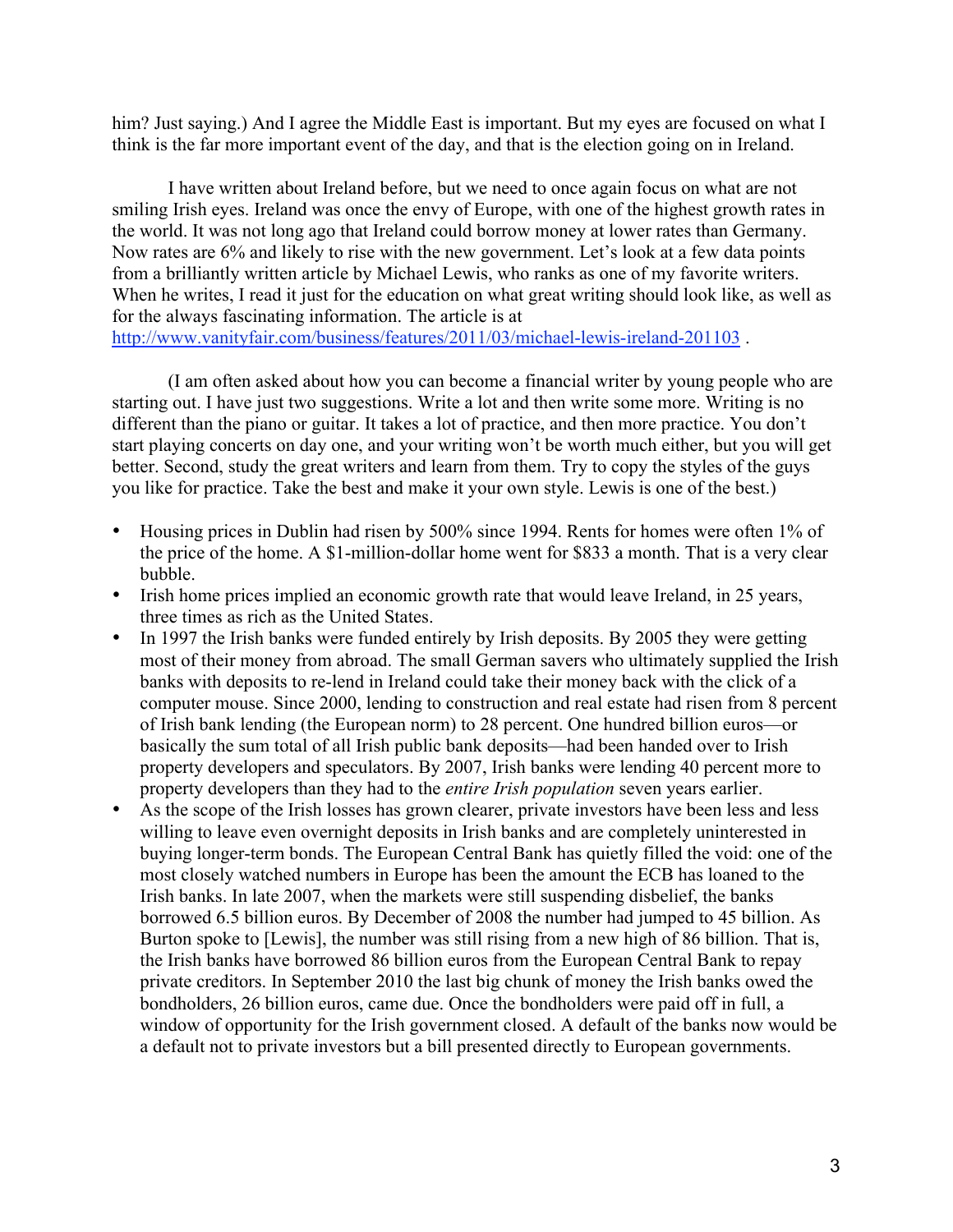him? Just saying.) And I agree the Middle East is important. But my eyes are focused on what I think is the far more important event of the day, and that is the election going on in Ireland.

I have written about Ireland before, but we need to once again focus on what are not smiling Irish eyes. Ireland was once the envy of Europe, with one of the highest growth rates in the world. It was not long ago that Ireland could borrow money at lower rates than Germany. Now rates are 6% and likely to rise with the new government. Let's look at a few data points from a brilliantly written article by Michael Lewis, who ranks as one of my favorite writers. When he writes, I read it just for the education on what great writing should look like, as well as for the always fascinating information. The article is at http://www.vanityfair.com/business/features/2011/03/michael-lewis-ireland-201103 .

(I am often asked about how you can become a financial writer by young people who are starting out. I have just two suggestions. Write a lot and then write some more. Writing is no different than the piano or guitar. It takes a lot of practice, and then more practice. You don't start playing concerts on day one, and your writing won't be worth much either, but you will get better. Second, study the great writers and learn from them. Try to copy the styles of the guys you like for practice. Take the best and make it your own style. Lewis is one of the best.)

- Housing prices in Dublin had risen by 500% since 1994. Rents for homes were often 1% of the price of the home. A $1-million-dollar home went for $833 a month. That is a very clear bubble.
- Irish home prices implied an economic growth rate that would leave Ireland, in 25 years, three times as rich as the United States.
- In 1997 the Irish banks were funded entirely by Irish deposits. By 2005 they were getting most of their money from abroad. The small German savers who ultimately supplied the Irish banks with deposits to re-lend in Ireland could take their money back with the click of a computer mouse. Since 2000, lending to construction and real estate had risen from 8 percent of Irish bank lending (the European norm) to 28 percent. One hundred billion euros—or basically the sum total of all Irish public bank deposits—had been handed over to Irish property developers and speculators. By 2007, Irish banks were lending 40 percent more to property developers than they had to the *entire Irish population* seven years earlier.
- As the scope of the Irish losses has grown clearer, private investors have been less and less willing to leave even overnight deposits in Irish banks and are completely uninterested in buying longer-term bonds. The European Central Bank has quietly filled the void: one of the most closely watched numbers in Europe has been the amount the ECB has loaned to the Irish banks. In late 2007, when the markets were still suspending disbelief, the banks borrowed 6.5 billion euros. By December of 2008 the number had jumped to 45 billion. As Burton spoke to [Lewis], the number was still rising from a new high of 86 billion. That is, the Irish banks have borrowed 86 billion euros from the European Central Bank to repay private creditors. In September 2010 the last big chunk of money the Irish banks owed the bondholders, 26 billion euros, came due. Once the bondholders were paid off in full, a window of opportunity for the Irish government closed. A default of the banks now would be a default not to private investors but a bill presented directly to European governments.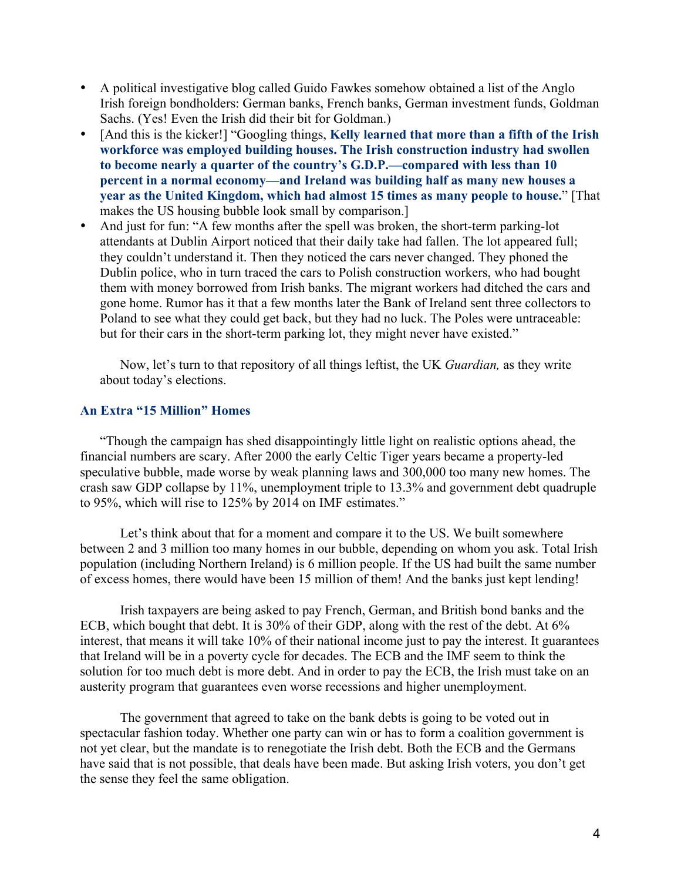- A political investigative blog called Guido Fawkes somehow obtained a list of the Anglo Irish foreign bondholders: German banks, French banks, German investment funds, Goldman Sachs. (Yes! Even the Irish did their bit for Goldman.)
- [And this is the kicker!] "Googling things, **Kelly learned that more than a fifth of the Irish workforce was employed building houses. The Irish construction industry had swollen to become nearly a quarter of the country's G.D.P.—compared with less than 10 percent in a normal economy—and Ireland was building half as many new houses a year as the United Kingdom, which had almost 15 times as many people to house.**" [That makes the US housing bubble look small by comparison.]
- And just for fun: "A few months after the spell was broken, the short-term parking-lot attendants at Dublin Airport noticed that their daily take had fallen. The lot appeared full; they couldn't understand it. Then they noticed the cars never changed. They phoned the Dublin police, who in turn traced the cars to Polish construction workers, who had bought them with money borrowed from Irish banks. The migrant workers had ditched the cars and gone home. Rumor has it that a few months later the Bank of Ireland sent three collectors to Poland to see what they could get back, but they had no luck. The Poles were untraceable: but for their cars in the short-term parking lot, they might never have existed."

Now, let's turn to that repository of all things leftist, the UK *Guardian,* as they write about today's elections.

### An Extra "15 Million" Homes

"Though the campaign has shed disappointingly little light on realistic options ahead, the financial numbers are scary. After 2000 the early Celtic Tiger years became a property-led speculative bubble, made worse by weak planning laws and 300,000 too many new homes. The crash saw GDP collapse by 11%, unemployment triple to 13.3% and government debt quadruple to 95%, which will rise to 125% by 2014 on IMF estimates."

Let's think about that for a moment and compare it to the US. We built somewhere between 2 and 3 million too many homes in our bubble, depending on whom you ask. Total Irish population (including Northern Ireland) is 6 million people. If the US had built the same number of excess homes, there would have been 15 million of them! And the banks just kept lending!

Irish taxpayers are being asked to pay French, German, and British bond banks and the ECB, which bought that debt. It is 30% of their GDP, along with the rest of the debt. At 6% interest, that means it will take 10% of their national income just to pay the interest. It guarantees that Ireland will be in a poverty cycle for decades. The ECB and the IMF seem to think the solution for too much debt is more debt. And in order to pay the ECB, the Irish must take on an austerity program that guarantees even worse recessions and higher unemployment.

The government that agreed to take on the bank debts is going to be voted out in spectacular fashion today. Whether one party can win or has to form a coalition government is not yet clear, but the mandate is to renegotiate the Irish debt. Both the ECB and the Germans have said that is not possible, that deals have been made. But asking Irish voters, you don't get the sense they feel the same obligation.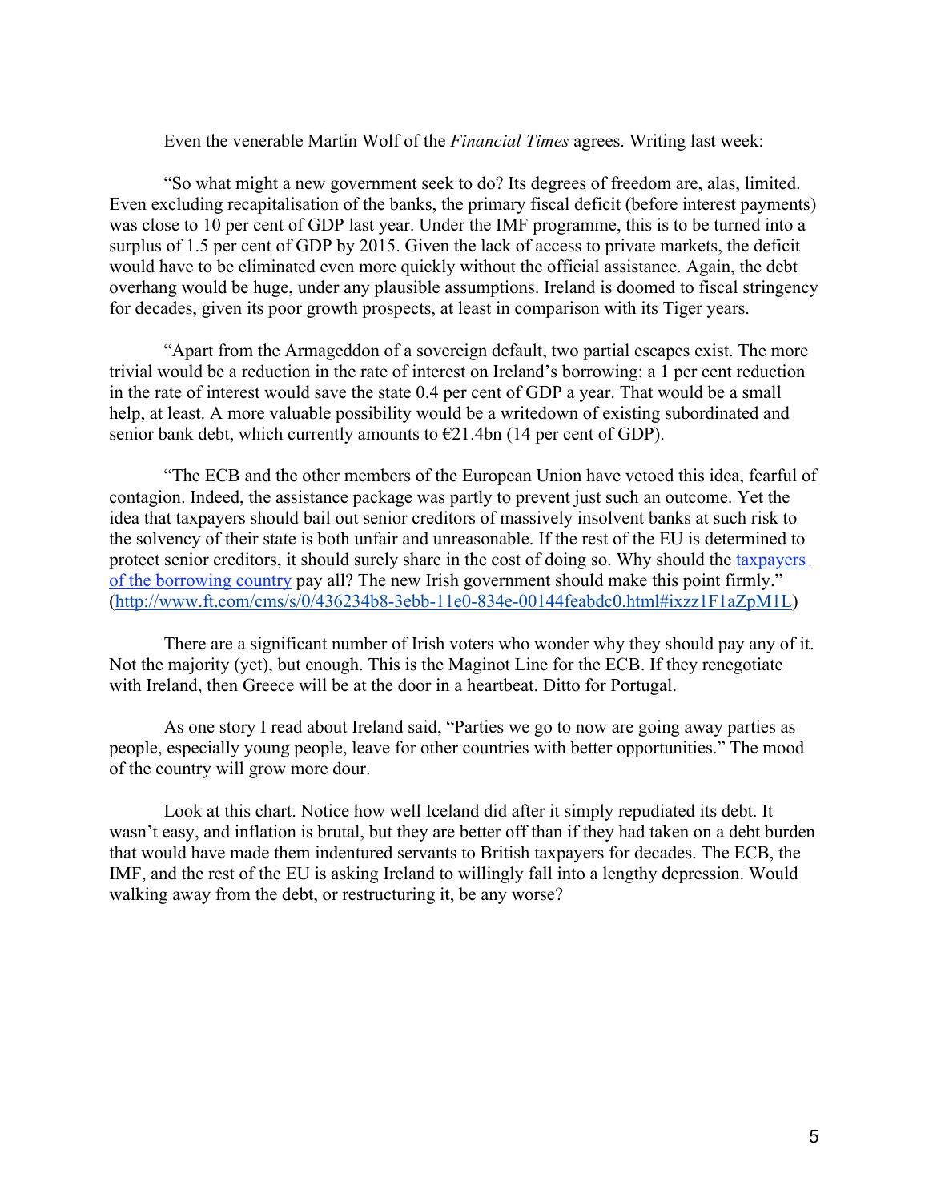Even the venerable Martin Wolf of the *Financial Times* agrees. Writing last week:

"So what might a new government seek to do? Its degrees of freedom are, alas, limited. Even excluding recapitalisation of the banks, the primary fiscal deficit (before interest payments) was close to 10 per cent of GDP last year. Under the IMF programme, this is to be turned into a surplus of 1.5 per cent of GDP by 2015. Given the lack of access to private markets, the deficit would have to be eliminated even more quickly without the official assistance. Again, the debt overhang would be huge, under any plausible assumptions. Ireland is doomed to fiscal stringency for decades, given its poor growth prospects, at least in comparison with its Tiger years.

"Apart from the Armageddon of a sovereign default, two partial escapes exist. The more trivial would be a reduction in the rate of interest on Ireland's borrowing: a 1 per cent reduction in the rate of interest would save the state 0.4 per cent of GDP a year. That would be a small help, at least. A more valuable possibility would be a writedown of existing subordinated and senior bank debt, which currently amounts to €21.4bn (14 per cent of GDP).

"The ECB and the other members of the European Union have vetoed this idea, fearful of contagion. Indeed, the assistance package was partly to prevent just such an outcome. Yet the idea that taxpayers should bail out senior creditors of massively insolvent banks at such risk to the solvency of their state is both unfair and unreasonable. If the rest of the EU is determined to protect senior creditors, it should surely share in the cost of doing so. Why should the taxpayers of the borrowing country pay all? The new Irish government should make this point firmly." (http://www.ft.com/cms/s/0/436234b8-3ebb-11e0-834e-00144feabdc0.html#ixzz1F1aZpM1L)

There are a significant number of Irish voters who wonder why they should pay any of it. Not the majority (yet), but enough. This is the Maginot Line for the ECB. If they renegotiate with Ireland, then Greece will be at the door in a heartbeat. Ditto for Portugal.

As one story I read about Ireland said, "Parties we go to now are going away parties as people, especially young people, leave for other countries with better opportunities." The mood of the country will grow more dour.

Look at this chart. Notice how well Iceland did after it simply repudiated its debt. It wasn't easy, and inflation is brutal, but they are better off than if they had taken on a debt burden that would have made them indentured servants to British taxpayers for decades. The ECB, the IMF, and the rest of the EU is asking Ireland to willingly fall into a lengthy depression. Would walking away from the debt, or restructuring it, be any worse?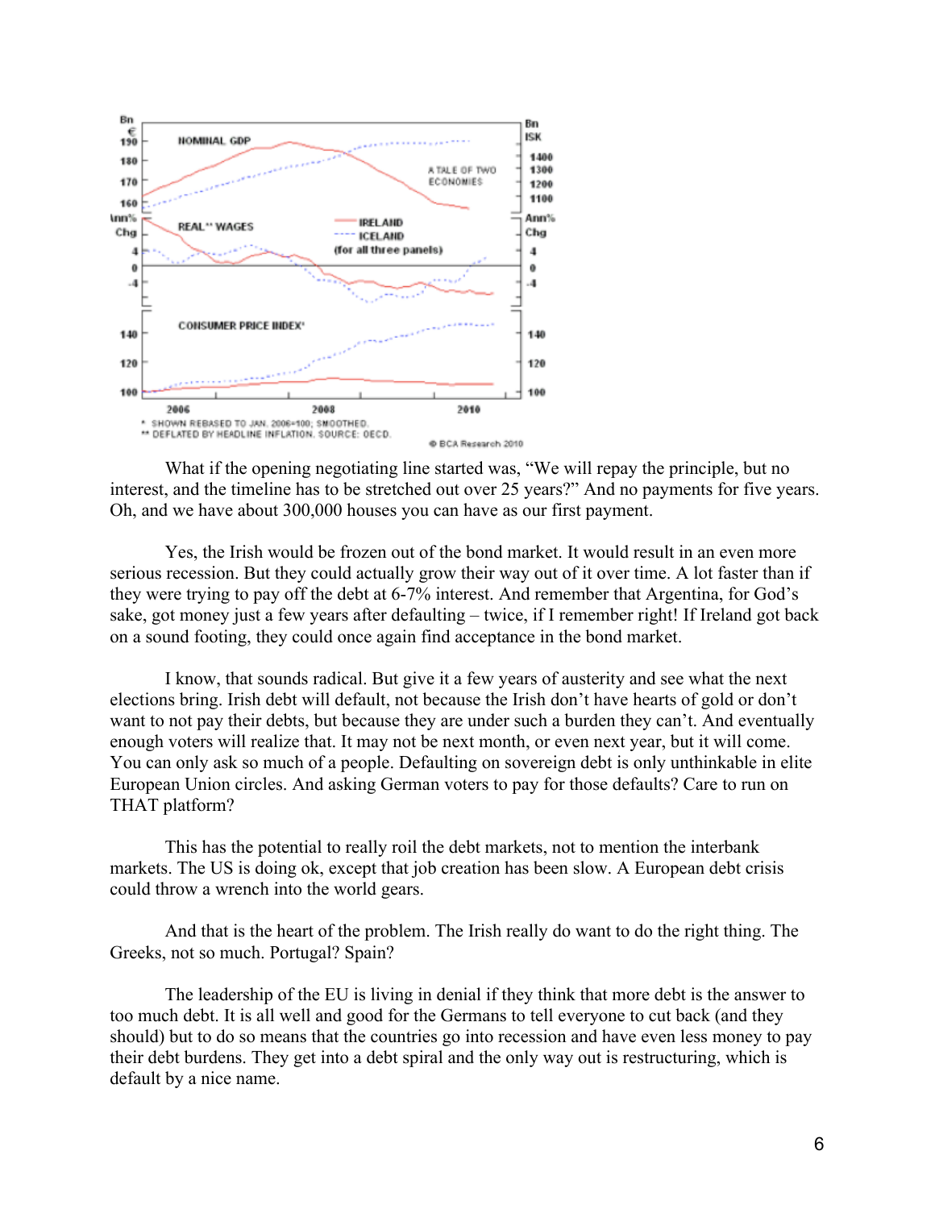What if the opening negotiating line started was, "We will repay the principle, but no interest, and the timeline has to be stretched out over 25 years?" And no payments for five years. Oh, and we have about 300,000 houses you can have as our first payment.

Yes, the Irish would be frozen out of the bond market. It would result in an even more serious recession. But they could actually grow their way out of it over time. A lot faster than if they were trying to pay off the debt at 6-7% interest. And remember that Argentina, for God's sake, got money just a few years after defaulting – twice, if I remember right! If Ireland got back on a sound footing, they could once again find acceptance in the bond market.

I know, that sounds radical. But give it a few years of austerity and see what the next elections bring. Irish debt will default, not because the Irish don't have hearts of gold or don't want to not pay their debts, but because they are under such a burden they can't. And eventually enough voters will realize that. It may not be next month, or even next year, but it will come. You can only ask so much of a people. Defaulting on sovereign debt is only unthinkable in elite European Union circles. And asking German voters to pay for those defaults? Care to run on THAT platform?

This has the potential to really roil the debt markets, not to mention the interbank markets. The US is doing ok, except that job creation has been slow. A European debt crisis could throw a wrench into the world gears.

And that is the heart of the problem. The Irish really do want to do the right thing. The Greeks, not so much. Portugal? Spain?

The leadership of the EU is living in denial if they think that more debt is the answer to too much debt. It is all well and good for the Germans to tell everyone to cut back (and they should) but to do so means that the countries go into recession and have even less money to pay their debt burdens. They get into a debt spiral and the only way out is restructuring, which is default by a nice name.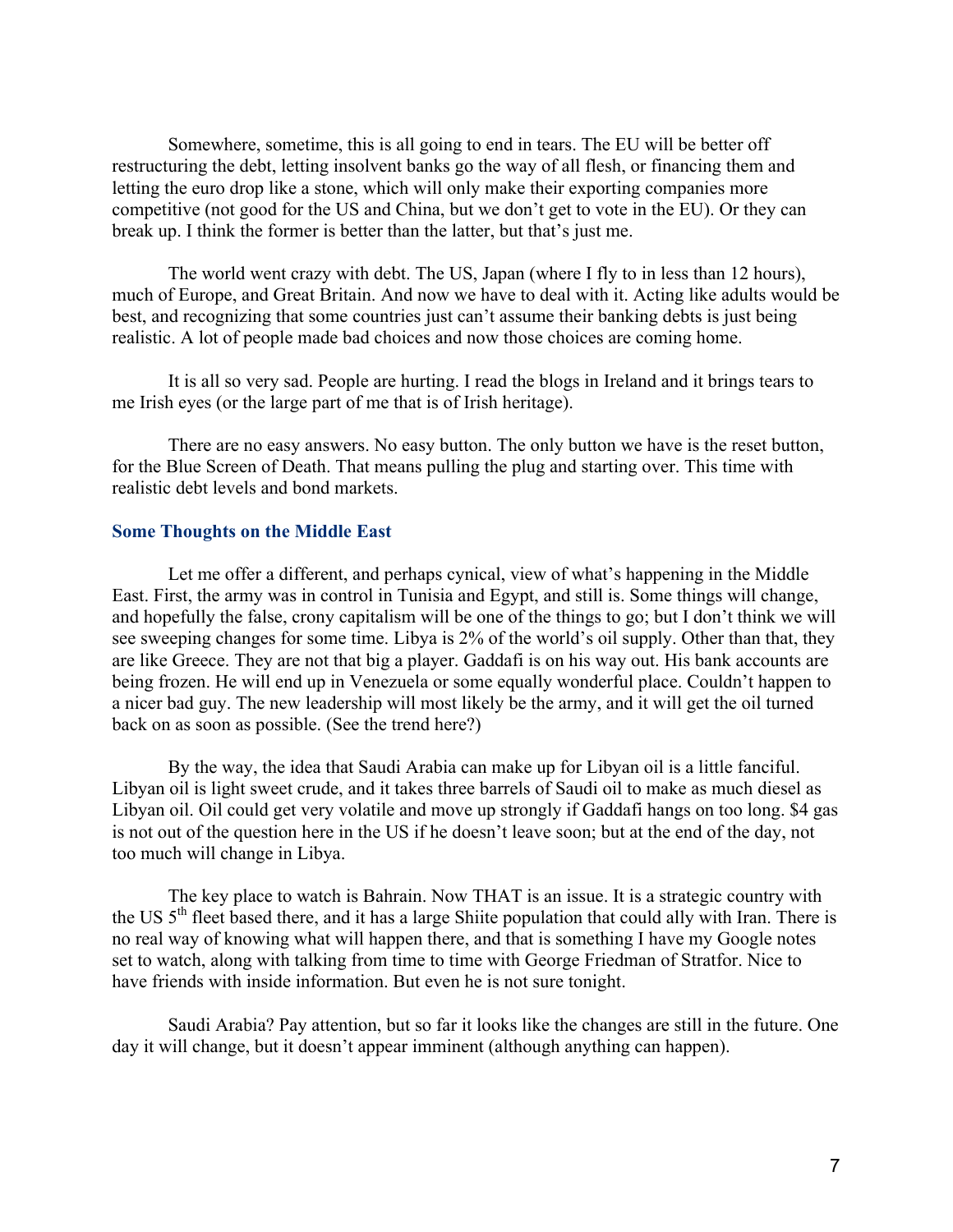Somewhere, sometime, this is all going to end in tears. The EU will be better off restructuring the debt, letting insolvent banks go the way of all flesh, or financing them and letting the euro drop like a stone, which will only make their exporting companies more competitive (not good for the US and China, but we don't get to vote in the EU). Or they can break up. I think the former is better than the latter, but that's just me.

The world went crazy with debt. The US, Japan (where I fly to in less than 12 hours), much of Europe, and Great Britain. And now we have to deal with it. Acting like adults would be best, and recognizing that some countries just can't assume their banking debts is just being realistic. A lot of people made bad choices and now those choices are coming home.

It is all so very sad. People are hurting. I read the blogs in Ireland and it brings tears to me Irish eyes (or the large part of me that is of Irish heritage).

There are no easy answers. No easy button. The only button we have is the reset button, for the Blue Screen of Death. That means pulling the plug and starting over. This time with realistic debt levels and bond markets.

### Some Thoughts on the Middle East

Let me offer a different, and perhaps cynical, view of what's happening in the Middle East. First, the army was in control in Tunisia and Egypt, and still is. Some things will change, and hopefully the false, crony capitalism will be one of the things to go; but I don't think we will see sweeping changes for some time. Libya is 2% of the world's oil supply. Other than that, they are like Greece. They are not that big a player. Gaddafi is on his way out. His bank accounts are being frozen. He will end up in Venezuela or some equally wonderful place. Couldn't happen to a nicer bad guy. The new leadership will most likely be the army, and it will get the oil turned back on as soon as possible. (See the trend here?)

By the way, the idea that Saudi Arabia can make up for Libyan oil is a little fanciful. Libyan oil is light sweet crude, and it takes three barrels of Saudi oil to make as much diesel as Libyan oil. Oil could get very volatile and move up strongly if Gaddafi hangs on too long. $4 gas is not out of the question here in the US if he doesn't leave soon; but at the end of the day, not too much will change in Libya.

The key place to watch is Bahrain. Now THAT is an issue. It is a strategic country with the US 5th fleet based there, and it has a large Shiite population that could ally with Iran. There is no real way of knowing what will happen there, and that is something I have my Google notes set to watch, along with talking from time to time with George Friedman of Stratfor. Nice to have friends with inside information. But even he is not sure tonight.

Saudi Arabia? Pay attention, but so far it looks like the changes are still in the future. One day it will change, but it doesn't appear imminent (although anything can happen).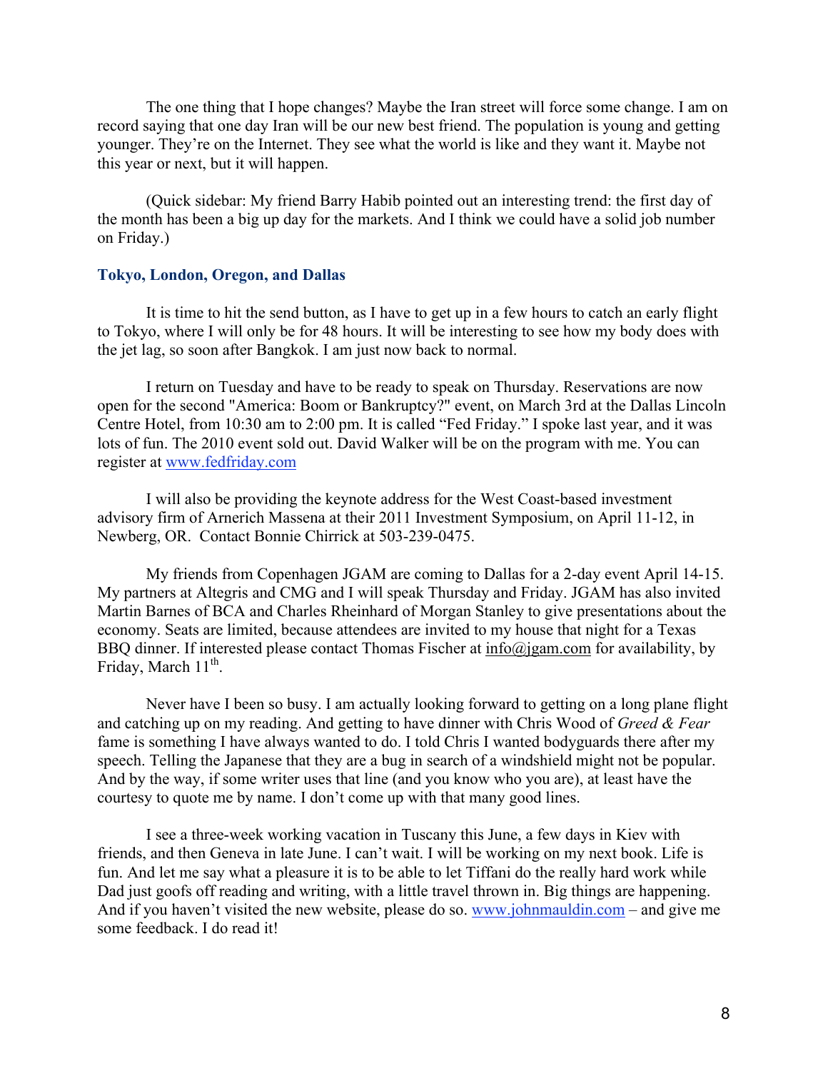The one thing that I hope changes? Maybe the Iran street will force some change. I am on record saying that one day Iran will be our new best friend. The population is young and getting younger. They're on the Internet. They see what the world is like and they want it. Maybe not this year or next, but it will happen.

(Quick sidebar: My friend Barry Habib pointed out an interesting trend: the first day of the month has been a big up day for the markets. And I think we could have a solid job number on Friday.)

### Tokyo, London, Oregon, and Dallas

It is time to hit the send button, as I have to get up in a few hours to catch an early flight to Tokyo, where I will only be for 48 hours. It will be interesting to see how my body does with the jet lag, so soon after Bangkok. I am just now back to normal.

I return on Tuesday and have to be ready to speak on Thursday. Reservations are now open for the second "America: Boom or Bankruptcy?" event, on March 3rd at the Dallas Lincoln Centre Hotel, from 10:30 am to 2:00 pm. It is called "Fed Friday." I spoke last year, and it was lots of fun. The 2010 event sold out. David Walker will be on the program with me. You can register at www.fedfriday.com

I will also be providing the keynote address for the West Coast-based investment advisory firm of Arnerich Massena at their 2011 Investment Symposium, on April 11-12, in Newberg, OR. Contact Bonnie Chirrick at 503-239-0475.

My friends from Copenhagen JGAM are coming to Dallas for a 2-day event April 14-15. My partners at Altegris and CMG and I will speak Thursday and Friday. JGAM has also invited Martin Barnes of BCA and Charles Rheinhard of Morgan Stanley to give presentations about the economy. Seats are limited, because attendees are invited to my house that night for a Texas BBQ dinner. If interested please contact Thomas Fischer at info@jgam.com for availability, by Friday, March 11th.

Never have I been so busy. I am actually looking forward to getting on a long plane flight and catching up on my reading. And getting to have dinner with Chris Wood of *Greed & Fear* fame is something I have always wanted to do. I told Chris I wanted bodyguards there after my speech. Telling the Japanese that they are a bug in search of a windshield might not be popular. And by the way, if some writer uses that line (and you know who you are), at least have the courtesy to quote me by name. I don't come up with that many good lines.

I see a three-week working vacation in Tuscany this June, a few days in Kiev with friends, and then Geneva in late June. I can't wait. I will be working on my next book. Life is fun. And let me say what a pleasure it is to be able to let Tiffani do the really hard work while Dad just goofs off reading and writing, with a little travel thrown in. Big things are happening. And if you haven't visited the new website, please do so. www.johnmauldin.com – and give me some feedback. I do read it!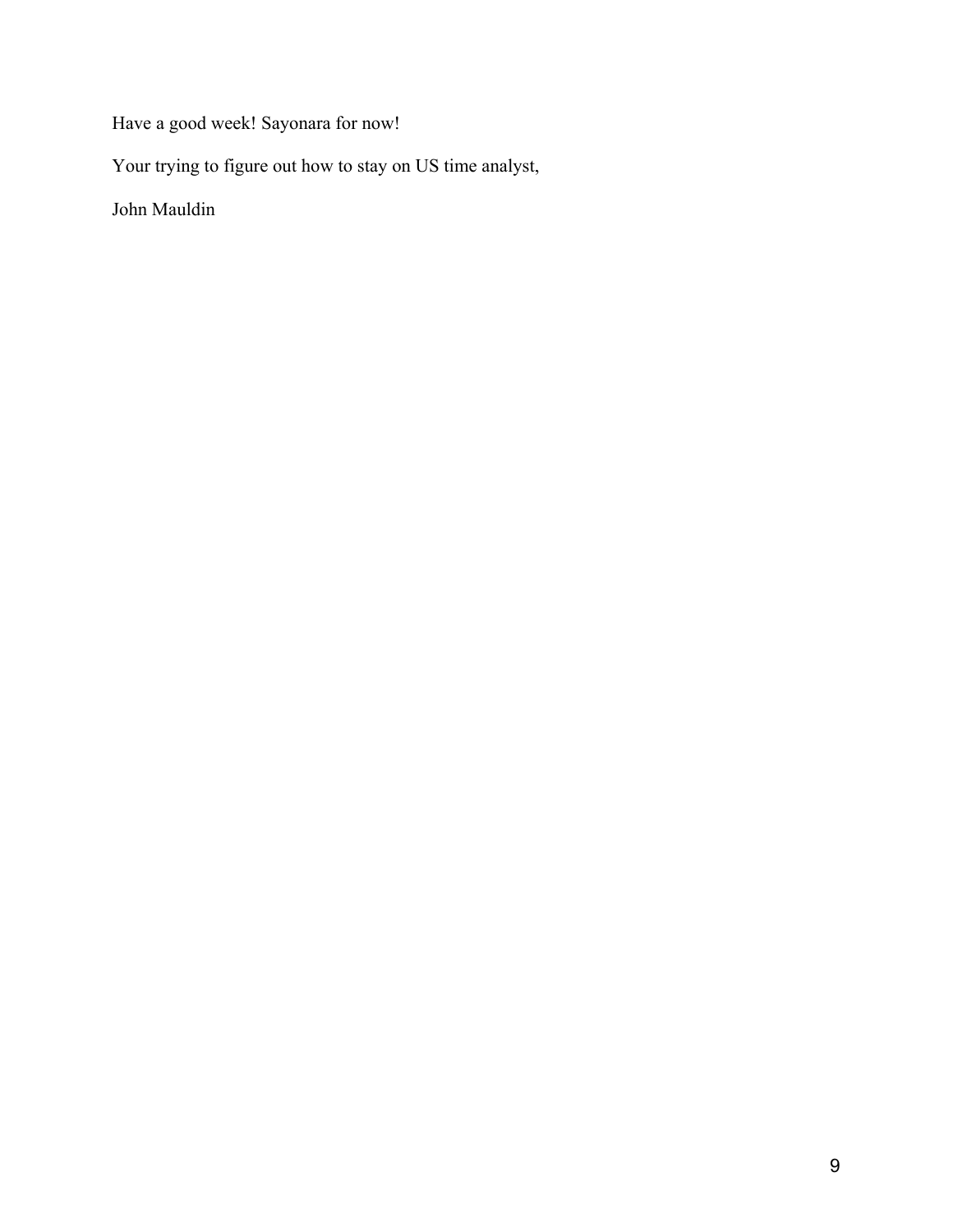Have a good week! Sayonara for now!

Your trying to figure out how to stay on US time analyst,

John Mauldin